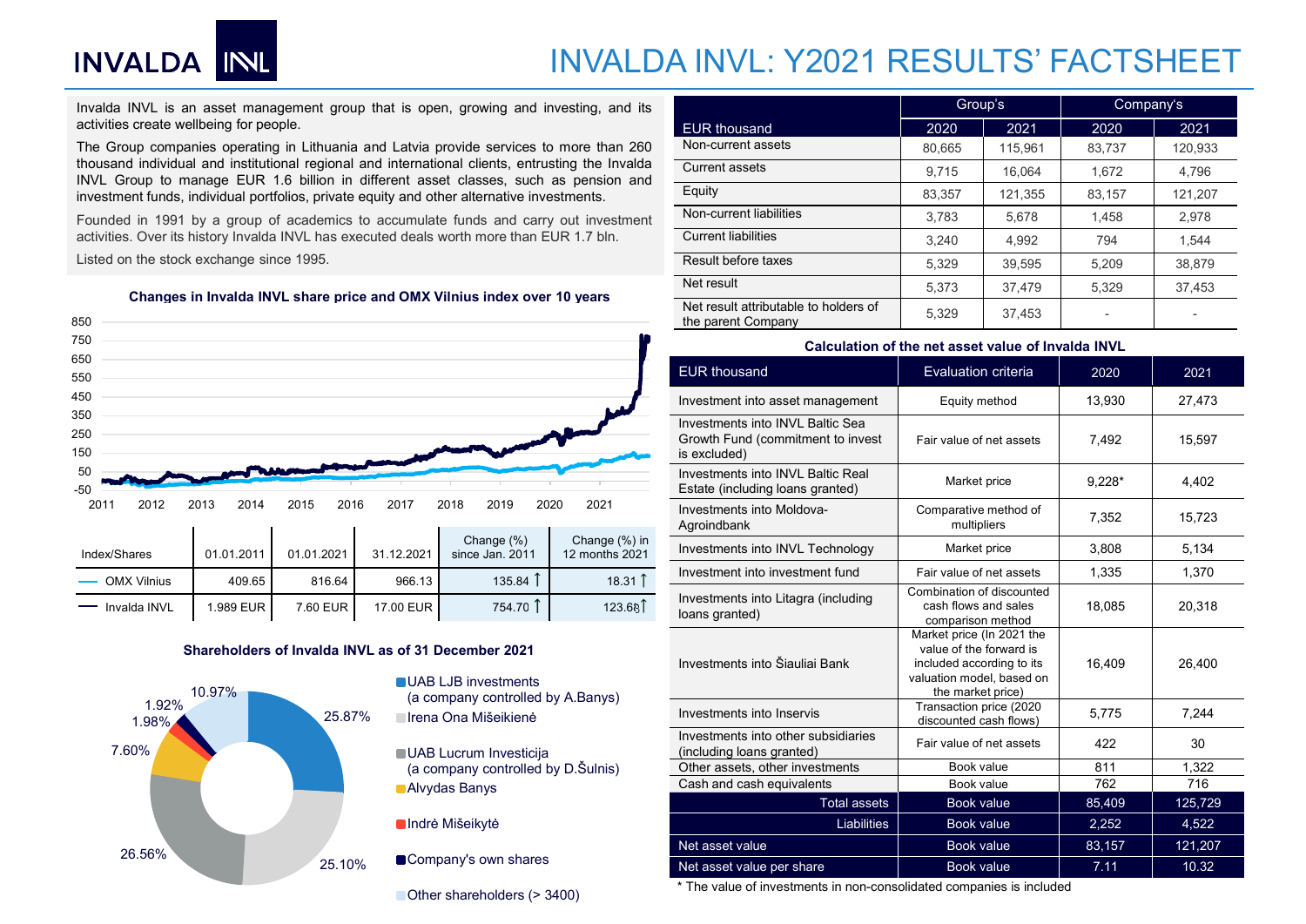# INVALDA INVL: Y2021 RESULTS' FACTSHEET

Invalda INVL is an asset management group that is open, growing and investing, and its activities create wellbeing for people.

The Group companies operating in Lithuania and Latvia provide services to more than 260 thousand individual and institutional regional and international clients, entrusting the Invalda INVL Group to manage EUR 1.6 billion in different asset classes, such as pension and investment funds, individual portfolios, private equity and other alternative investments.

Founded in 1991 by a group of academics to accumulate funds and carry out investment activities. Over its history Invalda INVL has executed deals worth more than EUR 1.7 bln.

Listed on the stock exchange since 1995.

**Changes in Invalda INVL share price and OMX Vilnius index over 10 years**

| Index/Shares | 01.01.2011 | 01.01.2021 | 31.12.2021 | Change (%) since Jan. 2011 | Change (%) in 12 months 2021 |
|---|---|---|---|---|---|
| OMX Vilnius | 409.65 | 816.64 | 966.13 | 135.84 ↑ | 18.31 ↑ |
| Invalda INVL | 1.989 EUR | 7.60 EUR | 17.00 EUR | 754.70 ↑ | 123.68 ↑ |

**Shareholders of Invalda INVL as of 31 December 2021**

- UAB LJB investments (a company controlled by A.Banys) – 25.87%
- Irena Ona Mišeikienė – 25.10%
- UAB Lucrum Investicija (a company controlled by D.Šulnis) – 26.56%
- Alvydas Banys – 7.60%
- Indrė Mišeikytė – 1.98%
- Company's own shares – 1.92%
- Other shareholders (> 3400) – 10.97%

| EUR thousand | Group's 2020 | Group's 2021 | Company's 2020 | Company's 2021 |
|---|---|---|---|---|
| Non-current assets | 80,665 | 115,961 | 83,737 | 120,933 |
| Current assets | 9,715 | 16,064 | 1,672 | 4,796 |
| Equity | 83,357 | 121,355 | 83,157 | 121,207 |
| Non-current liabilities | 3,783 | 5,678 | 1,458 | 2,978 |
| Current liabilities | 3,240 | 4,992 | 794 | 1,544 |
| Result before taxes | 5,329 | 39,595 | 5,209 | 38,879 |
| Net result | 5,373 | 37,479 | 5,329 | 37,453 |
| Net result attributable to holders of the parent Company | 5,329 | 37,453 | - | - |

**Calculation of the net asset value of Invalda INVL**

| EUR thousand | Evaluation criteria | 2020 | 2021 |
|---|---|---|---|
| Investment into asset management | Equity method | 13,930 | 27,473 |
| Investments into INVL Baltic Sea Growth Fund (commitment to invest is excluded) | Fair value of net assets | 7,492 | 15,597 |
| Investments into INVL Baltic Real Estate (including loans granted) | Market price | 9,228* | 4,402 |
| Investments into Moldova-Agroindbank | Comparative method of multipliers | 7,352 | 15,723 |
| Investments into INVL Technology | Market price | 3,808 | 5,134 |
| Investment into investment fund | Fair value of net assets | 1,335 | 1,370 |
| Investments into Litagra (including loans granted) | Combination of discounted cash flows and sales comparison method | 18,085 | 20,318 |
| Investments into Šiauliai Bank | Market price (In 2021 the value of the forward is included according to its valuation model, based on the market price) | 16,409 | 26,400 |
| Investments into Inservis | Transaction price (2020 discounted cash flows) | 5,775 | 7,244 |
| Investments into other subsidiaries (including loans granted) | Fair value of net assets | 422 | 30 |
| Other assets, other investments | Book value | 811 | 1,322 |
| Cash and cash equivalents | Book value | 762 | 716 |
| Total assets | Book value | 85,409 | 125,729 |
| Liabilities | Book value | 2,252 | 4,522 |
| Net asset value | Book value | 83,157 | 121,207 |
| Net asset value per share | Book value | 7.11 | 10.32 |

\* The value of investments in non-consolidated companies is included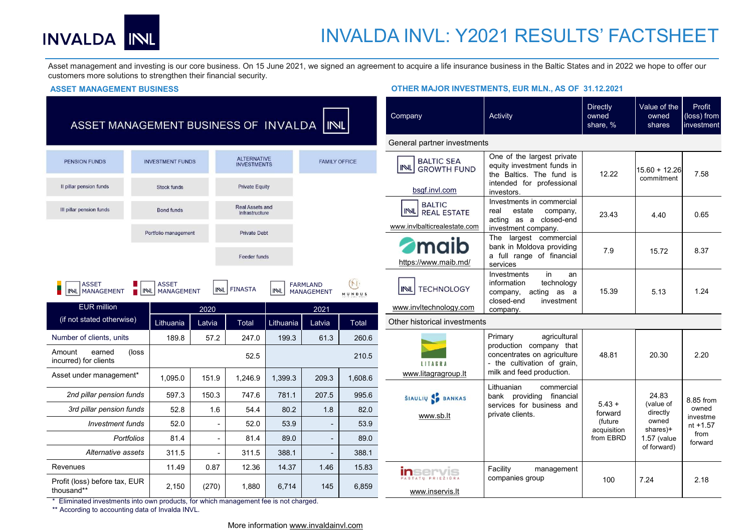# INVALDA INVL: Y2021 RESULTS' FACTSHEET

Asset management and investing is our core business. On 15 June 2021, we signed an agreement to acquire a life insurance business in the Baltic States and in 2022 we hope to offer our customers more solutions to strengthen their financial security.

## ASSET MANAGEMENT BUSINESS

### ASSET MANAGEMENT BUSINESS OF INVALDA INVL

| PENSION FUNDS | INVESTMENT FUNDS | ALTERNATIVE INVESTMENTS | FAMILY OFFICE |
|---|---|---|---|
| II pillar pension funds | Stock funds | Private Equity | |
| III pillar pension funds | Bond funds | Real Assets and Infrastructure | |
| | Portfolio management | Private Debt | |
| | | Feeder funds | |

INVL ASSET MANAGEMENT · INVL ASSET MANAGEMENT · INVL FINASTA · INVL FARMLAND MANAGEMENT · MUNDUS

| EUR million (if not stated otherwise) | 2020 | | | 2021 | | |
|---|---|---|---|---|---|---|
| | Lithuania | Latvia | Total | Lithuania | Latvia | Total |
| Number of clients, units | 189.8 | 57.2 | 247.0 | 199.3 | 61.3 | 260.6 |
| Amount earned (loss incurred) for clients | | | 52.5 | | | 210.5 |
| Asset under management* | 1,095.0 | 151.9 | 1,246.9 | 1,399.3 | 209.3 | 1,608.6 |
| *2nd pillar pension funds* | 597.3 | 150.3 | 747.6 | 781.1 | 207.5 | 995.6 |
| *3rd pillar pension funds* | 52.8 | 1.6 | 54.4 | 80.2 | 1.8 | 82.0 |
| *Investment funds* | 52.0 | - | 52.0 | 53.9 | - | 53.9 |
| *Portfolios* | 81.4 | - | 81.4 | 89.0 | - | 89.0 |
| *Alternative assets* | 311.5 | - | 311.5 | 388.1 | - | 388.1 |
| Revenues | 11.49 | 0.87 | 12.36 | 14.37 | 1.46 | 15.83 |
| Profit (loss) before tax, EUR thousand** | 2,150 | (270) | 1,880 | 6,714 | 145 | 6,859 |

\* Eliminated investments into own products, for which management fee is not charged.

\*\* According to accounting data of Invalda INVL.

## OTHER MAJOR INVESTMENTS, EUR MLN., AS OF 31.12.2021

| Company | Activity | Directly owned share, % | Value of the owned shares | Profit (loss) from investment |
|---|---|---|---|---|
| **General partner investments** | | | | |
| INVL BALTIC SEA GROWTH FUND bsgf.invl.com | One of the largest private equity investment funds in the Baltics. The fund is intended for professional investors. | 12.22 | 15.60 + 12.26 commitment | 7.58 |
| INVL BALTIC REAL ESTATE www.invlbalticrealestate.com | Investments in commercial real estate company, acting as a closed-end investment company. | 23.43 | 4.40 | 0.65 |
| maib https://www.maib.md/ | The largest commercial bank in Moldova providing a full range of financial services | 7.9 | 15.72 | 8.37 |
| INVL TECHNOLOGY www.invltechnology.com | Investments in an information technology company, acting as a closed-end investment company. | 15.39 | 5.13 | 1.24 |
| **Other historical investments** | | | | |
| LITAGRA www.litagragroup.lt | Primary agricultural production company that concentrates on agriculture - the cultivation of grain, milk and feed production. | 48.81 | 20.30 | 2.20 |
| ŠIAULIŲ BANKAS www.sb.lt | Lithuanian commercial bank providing financial services for business and private clients. | 5.43 + forward (future acquisition from EBRD | 24.83 (value of directly owned shares)+ 1.57 (value of forward) | 8.85 from owned investment +1.57 from forward |
| inservis www.inservis.lt | Facility management companies group | 100 | 7.24 | 2.18 |

More information www.invaldainvl.com